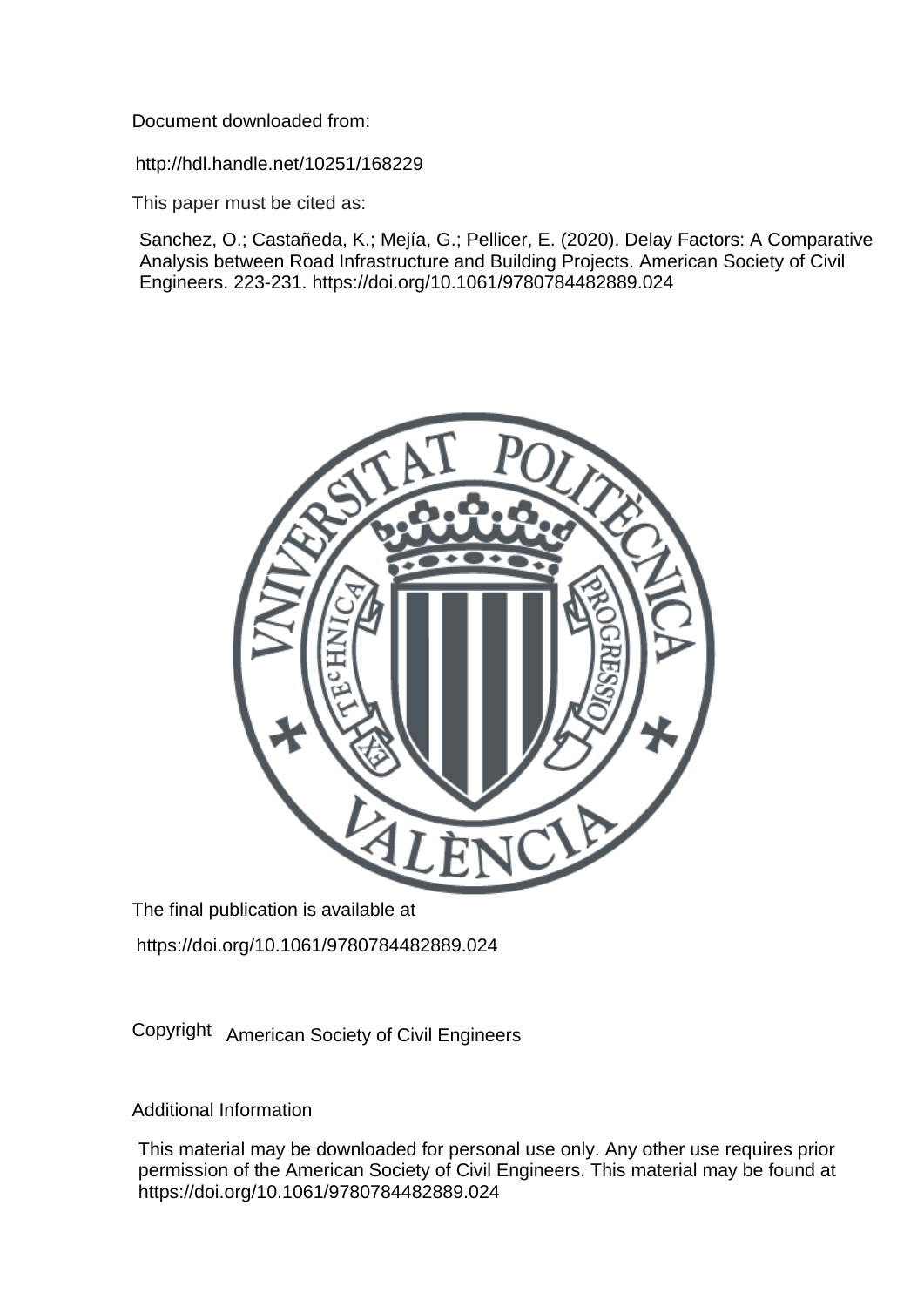Document downloaded from:

http://hdl.handle.net/10251/168229

This paper must be cited as:

Sanchez, O.; Castañeda, K.; Mejía, G.; Pellicer, E. (2020). Delay Factors: A Comparative Analysis between Road Infrastructure and Building Projects. American Society of Civil Engineers. 223-231. https://doi.org/10.1061/9780784482889.024

The final publication is available at

https://doi.org/10.1061/9780784482889.024

Copyright American Society of Civil Engineers

Additional Information

This material may be downloaded for personal use only. Any other use requires prior permission of the American Society of Civil Engineers. This material may be found at https://doi.org/10.1061/9780784482889.024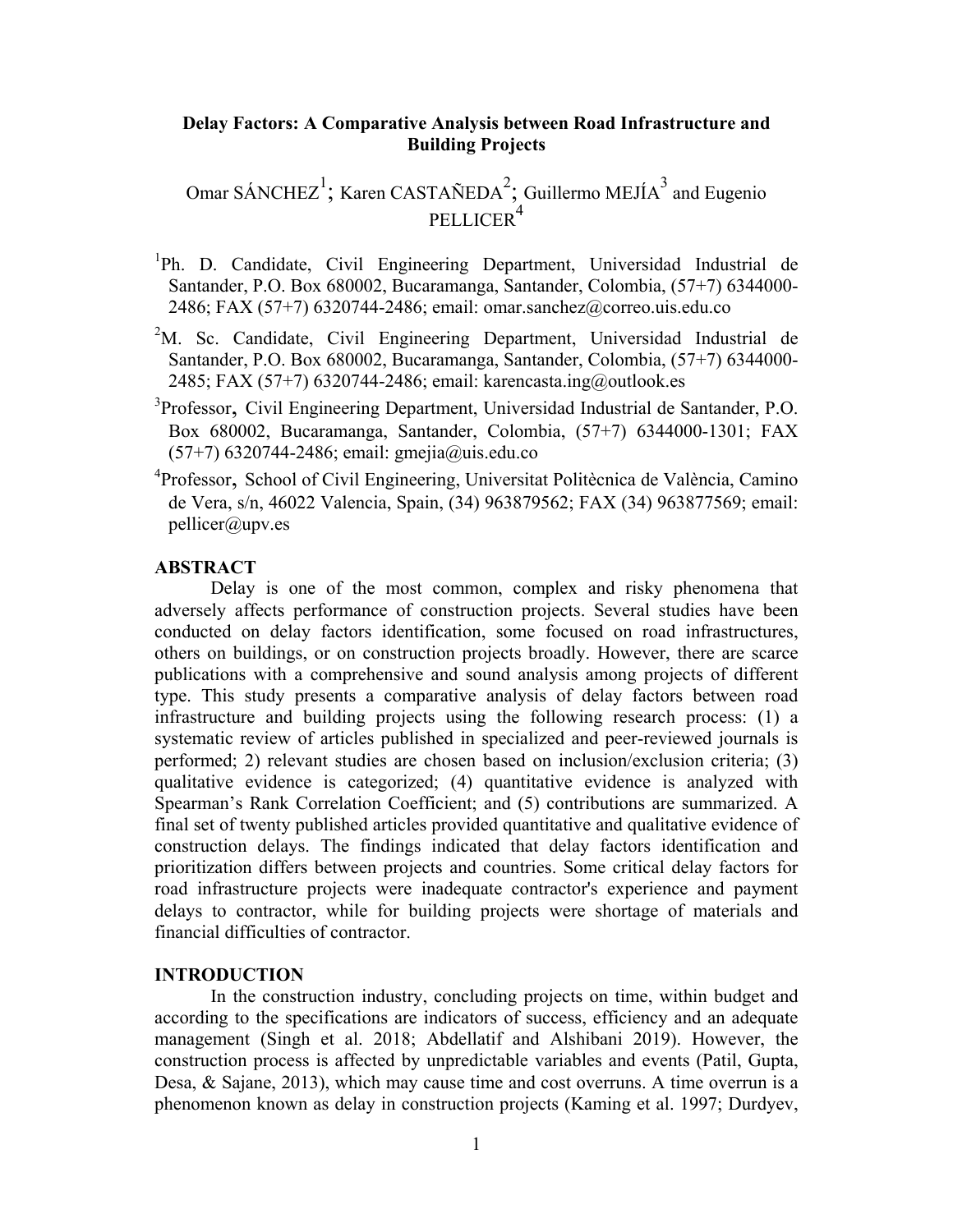**Delay Factors: A Comparative Analysis between Road Infrastructure and Building Projects**

Omar SÁNCHEZ[1]; Karen CASTAÑEDA[2]; Guillermo MEJÍA[3] and Eugenio PELLICER[4]

[1]Ph. D. Candidate, Civil Engineering Department, Universidad Industrial de Santander, P.O. Box 680002, Bucaramanga, Santander, Colombia, (57+7) 6344000-2486; FAX (57+7) 6320744-2486; email: omar.sanchez@correo.uis.edu.co

[2]M. Sc. Candidate, Civil Engineering Department, Universidad Industrial de Santander, P.O. Box 680002, Bucaramanga, Santander, Colombia, (57+7) 6344000-2485; FAX (57+7) 6320744-2486; email: karencasta.ing@outlook.es

[3]Professor, Civil Engineering Department, Universidad Industrial de Santander, P.O. Box 680002, Bucaramanga, Santander, Colombia, (57+7) 6344000-1301; FAX (57+7) 6320744-2486; email: gmejia@uis.edu.co

[4]Professor, School of Civil Engineering, Universitat Politècnica de València, Camino de Vera, s/n, 46022 Valencia, Spain, (34) 963879562; FAX (34) 963877569; email: pellicer@upv.es

## ABSTRACT

Delay is one of the most common, complex and risky phenomena that adversely affects performance of construction projects. Several studies have been conducted on delay factors identification, some focused on road infrastructures, others on buildings, or on construction projects broadly. However, there are scarce publications with a comprehensive and sound analysis among projects of different type. This study presents a comparative analysis of delay factors between road infrastructure and building projects using the following research process: (1) a systematic review of articles published in specialized and peer-reviewed journals is performed; 2) relevant studies are chosen based on inclusion/exclusion criteria; (3) qualitative evidence is categorized; (4) quantitative evidence is analyzed with Spearman's Rank Correlation Coefficient; and (5) contributions are summarized. A final set of twenty published articles provided quantitative and qualitative evidence of construction delays. The findings indicated that delay factors identification and prioritization differs between projects and countries. Some critical delay factors for road infrastructure projects were inadequate contractor's experience and payment delays to contractor, while for building projects were shortage of materials and financial difficulties of contractor.

## INTRODUCTION

In the construction industry, concluding projects on time, within budget and according to the specifications are indicators of success, efficiency and an adequate management (Singh et al. 2018; Abdellatif and Alshibani 2019). However, the construction process is affected by unpredictable variables and events (Patil, Gupta, Desa, & Sajane, 2013), which may cause time and cost overruns. A time overrun is a phenomenon known as delay in construction projects (Kaming et al. 1997; Durdyev,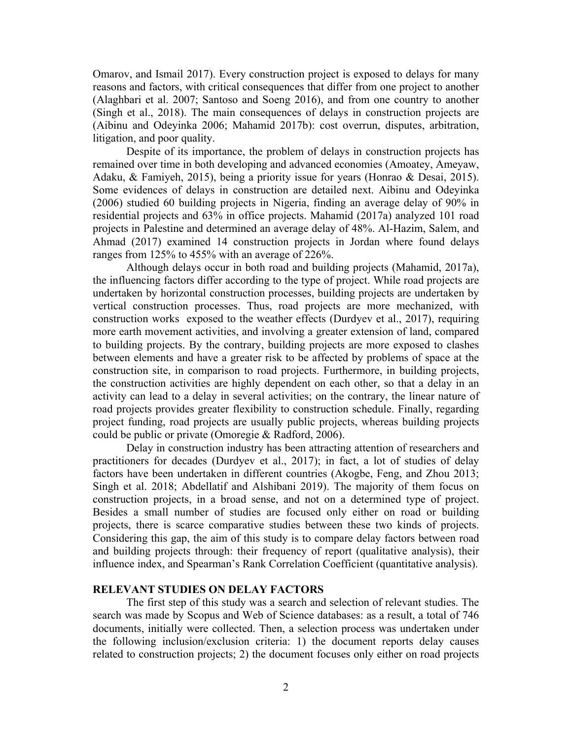Omarov, and Ismail 2017). Every construction project is exposed to delays for many reasons and factors, with critical consequences that differ from one project to another (Alaghbari et al. 2007; Santoso and Soeng 2016), and from one country to another (Singh et al., 2018). The main consequences of delays in construction projects are (Aibinu and Odeyinka 2006; Mahamid 2017b): cost overrun, disputes, arbitration, litigation, and poor quality.

Despite of its importance, the problem of delays in construction projects has remained over time in both developing and advanced economies (Amoatey, Ameyaw, Adaku, & Famiyeh, 2015), being a priority issue for years (Honrao & Desai, 2015). Some evidences of delays in construction are detailed next. Aibinu and Odeyinka (2006) studied 60 building projects in Nigeria, finding an average delay of 90% in residential projects and 63% in office projects. Mahamid (2017a) analyzed 101 road projects in Palestine and determined an average delay of 48%. Al-Hazim, Salem, and Ahmad (2017) examined 14 construction projects in Jordan where found delays ranges from 125% to 455% with an average of 226%.

Although delays occur in both road and building projects (Mahamid, 2017a), the influencing factors differ according to the type of project. While road projects are undertaken by horizontal construction processes, building projects are undertaken by vertical construction processes. Thus, road projects are more mechanized, with construction works exposed to the weather effects (Durdyev et al., 2017), requiring more earth movement activities, and involving a greater extension of land, compared to building projects. By the contrary, building projects are more exposed to clashes between elements and have a greater risk to be affected by problems of space at the construction site, in comparison to road projects. Furthermore, in building projects, the construction activities are highly dependent on each other, so that a delay in an activity can lead to a delay in several activities; on the contrary, the linear nature of road projects provides greater flexibility to construction schedule. Finally, regarding project funding, road projects are usually public projects, whereas building projects could be public or private (Omoregie & Radford, 2006).

Delay in construction industry has been attracting attention of researchers and practitioners for decades (Durdyev et al., 2017); in fact, a lot of studies of delay factors have been undertaken in different countries (Akogbe, Feng, and Zhou 2013; Singh et al. 2018; Abdellatif and Alshibani 2019). The majority of them focus on construction projects, in a broad sense, and not on a determined type of project. Besides a small number of studies are focused only either on road or building projects, there is scarce comparative studies between these two kinds of projects. Considering this gap, the aim of this study is to compare delay factors between road and building projects through: their frequency of report (qualitative analysis), their influence index, and Spearman's Rank Correlation Coefficient (quantitative analysis).

## RELEVANT STUDIES ON DELAY FACTORS

The first step of this study was a search and selection of relevant studies. The search was made by Scopus and Web of Science databases: as a result, a total of 746 documents, initially were collected. Then, a selection process was undertaken under the following inclusion/exclusion criteria: 1) the document reports delay causes related to construction projects; 2) the document focuses only either on road projects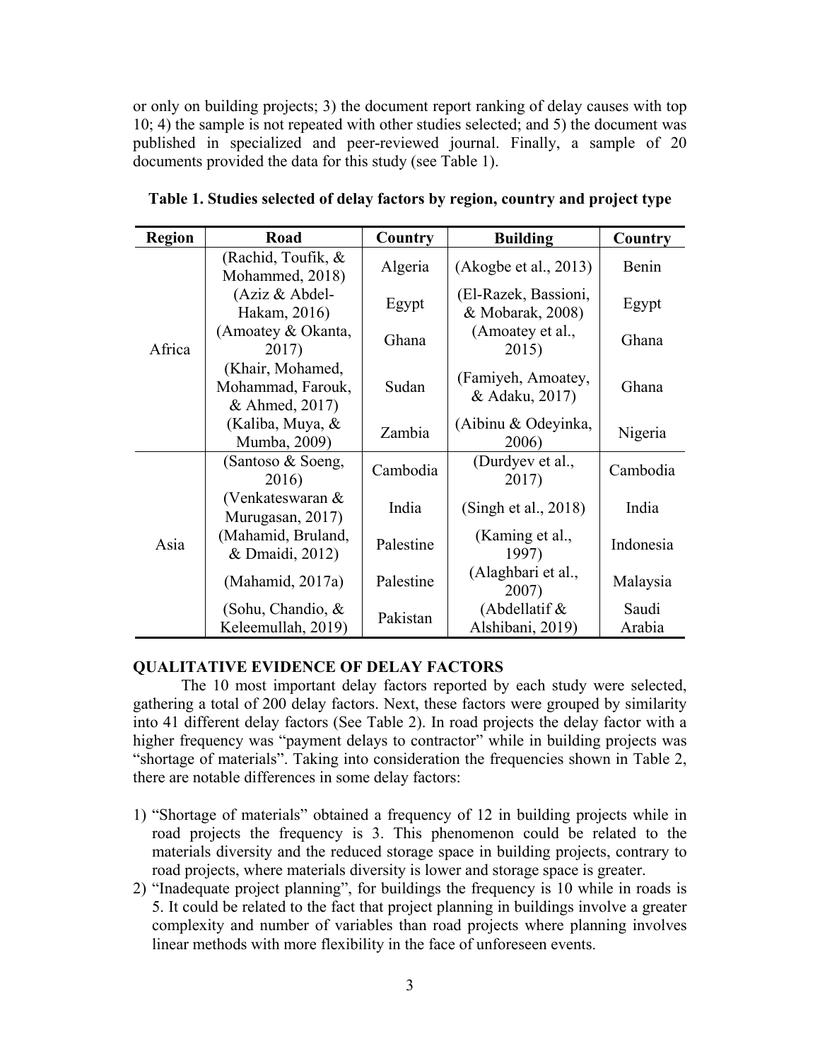or only on building projects; 3) the document report ranking of delay causes with top 10; 4) the sample is not repeated with other studies selected; and 5) the document was published in specialized and peer-reviewed journal. Finally, a sample of 20 documents provided the data for this study (see Table 1).

**Table 1. Studies selected of delay factors by region, country and project type**

| Region | Road | Country | Building | Country |
|---|---|---|---|---|
| Africa | (Rachid, Toufik, & Mohammed, 2018) | Algeria | (Akogbe et al., 2013) | Benin |
| | (Aziz & Abdel-Hakam, 2016) | Egypt | (El-Razek, Bassioni, & Mobarak, 2008) | Egypt |
| | (Amoatey & Okanta, 2017) | Ghana | (Amoatey et al., 2015) | Ghana |
| | (Khair, Mohamed, Mohammad, Farouk, & Ahmed, 2017) | Sudan | (Famiyeh, Amoatey, & Adaku, 2017) | Ghana |
| | (Kaliba, Muya, & Mumba, 2009) | Zambia | (Aibinu & Odeyinka, 2006) | Nigeria |
| Asia | (Santoso & Soeng, 2016) | Cambodia | (Durdyev et al., 2017) | Cambodia |
| | (Venkateswaran & Murugasan, 2017) | India | (Singh et al., 2018) | India |
| | (Mahamid, Bruland, & Dmaidi, 2012) | Palestine | (Kaming et al., 1997) | Indonesia |
| | (Mahamid, 2017a) | Palestine | (Alaghbari et al., 2007) | Malaysia |
| | (Sohu, Chandio, & Keleemullah, 2019) | Pakistan | (Abdellatif & Alshibani, 2019) | Saudi Arabia |

## QUALITATIVE EVIDENCE OF DELAY FACTORS

The 10 most important delay factors reported by each study were selected, gathering a total of 200 delay factors. Next, these factors were grouped by similarity into 41 different delay factors (See Table 2). In road projects the delay factor with a higher frequency was "payment delays to contractor" while in building projects was "shortage of materials". Taking into consideration the frequencies shown in Table 2, there are notable differences in some delay factors:

1) "Shortage of materials" obtained a frequency of 12 in building projects while in road projects the frequency is 3. This phenomenon could be related to the materials diversity and the reduced storage space in building projects, contrary to road projects, where materials diversity is lower and storage space is greater.
2) "Inadequate project planning", for buildings the frequency is 10 while in roads is 5. It could be related to the fact that project planning in buildings involve a greater complexity and number of variables than road projects where planning involves linear methods with more flexibility in the face of unforeseen events.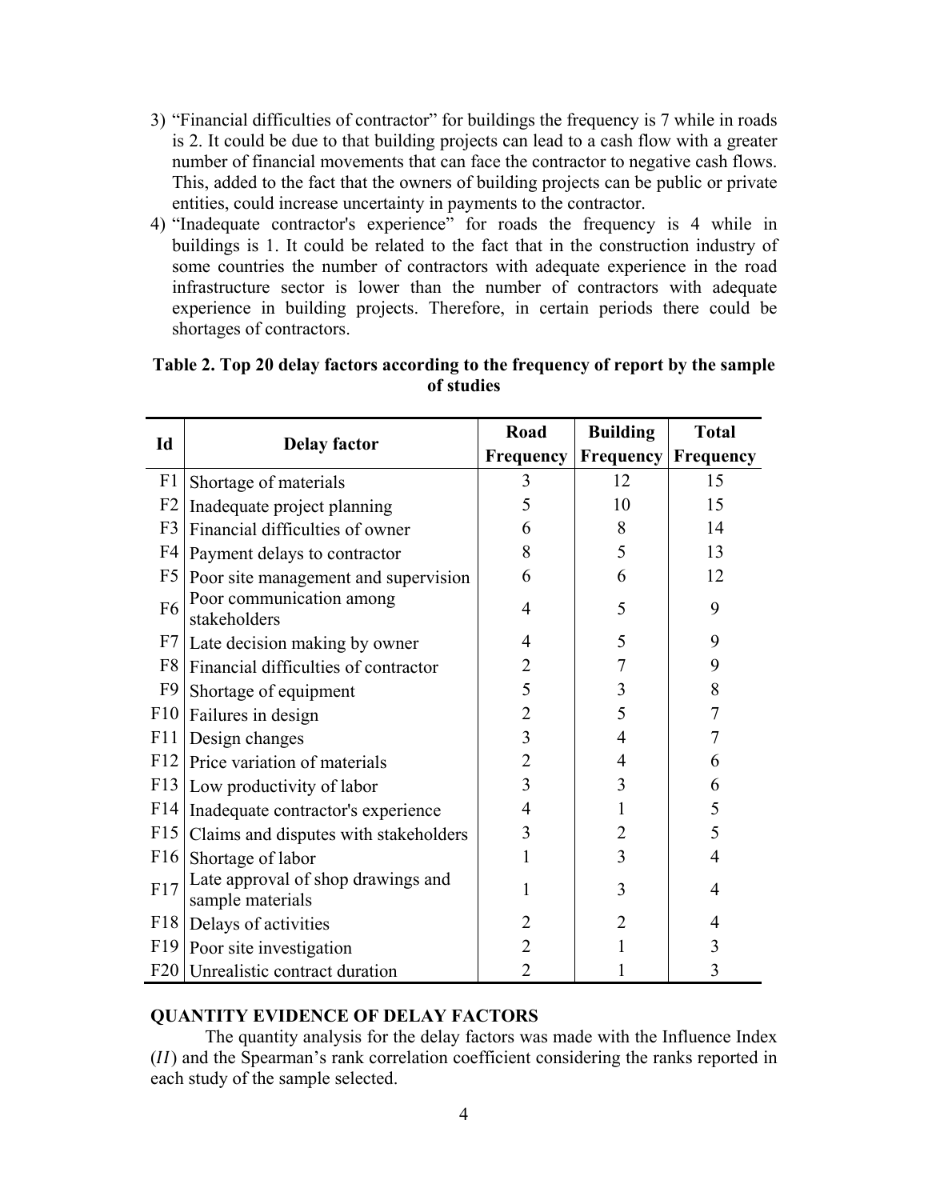3) "Financial difficulties of contractor" for buildings the frequency is 7 while in roads is 2. It could be due to that building projects can lead to a cash flow with a greater number of financial movements that can face the contractor to negative cash flows. This, added to the fact that the owners of building projects can be public or private entities, could increase uncertainty in payments to the contractor.
4) "Inadequate contractor's experience" for roads the frequency is 4 while in buildings is 1. It could be related to the fact that in the construction industry of some countries the number of contractors with adequate experience in the road infrastructure sector is lower than the number of contractors with adequate experience in building projects. Therefore, in certain periods there could be shortages of contractors.

**Table 2. Top 20 delay factors according to the frequency of report by the sample of studies**

| Id | Delay factor | Road Frequency | Building Frequency | Total Frequency |
|---|---|---|---|---|
| F1 | Shortage of materials | 3 | 12 | 15 |
| F2 | Inadequate project planning | 5 | 10 | 15 |
| F3 | Financial difficulties of owner | 6 | 8 | 14 |
| F4 | Payment delays to contractor | 8 | 5 | 13 |
| F5 | Poor site management and supervision | 6 | 6 | 12 |
| F6 | Poor communication among stakeholders | 4 | 5 | 9 |
| F7 | Late decision making by owner | 4 | 5 | 9 |
| F8 | Financial difficulties of contractor | 2 | 7 | 9 |
| F9 | Shortage of equipment | 5 | 3 | 8 |
| F10 | Failures in design | 2 | 5 | 7 |
| F11 | Design changes | 3 | 4 | 7 |
| F12 | Price variation of materials | 2 | 4 | 6 |
| F13 | Low productivity of labor | 3 | 3 | 6 |
| F14 | Inadequate contractor's experience | 4 | 1 | 5 |
| F15 | Claims and disputes with stakeholders | 3 | 2 | 5 |
| F16 | Shortage of labor | 1 | 3 | 4 |
| F17 | Late approval of shop drawings and sample materials | 1 | 3 | 4 |
| F18 | Delays of activities | 2 | 2 | 4 |
| F19 | Poor site investigation | 2 | 1 | 3 |
| F20 | Unrealistic contract duration | 2 | 1 | 3 |

## QUANTITY EVIDENCE OF DELAY FACTORS

The quantity analysis for the delay factors was made with the Influence Index (*II*) and the Spearman's rank correlation coefficient considering the ranks reported in each study of the sample selected.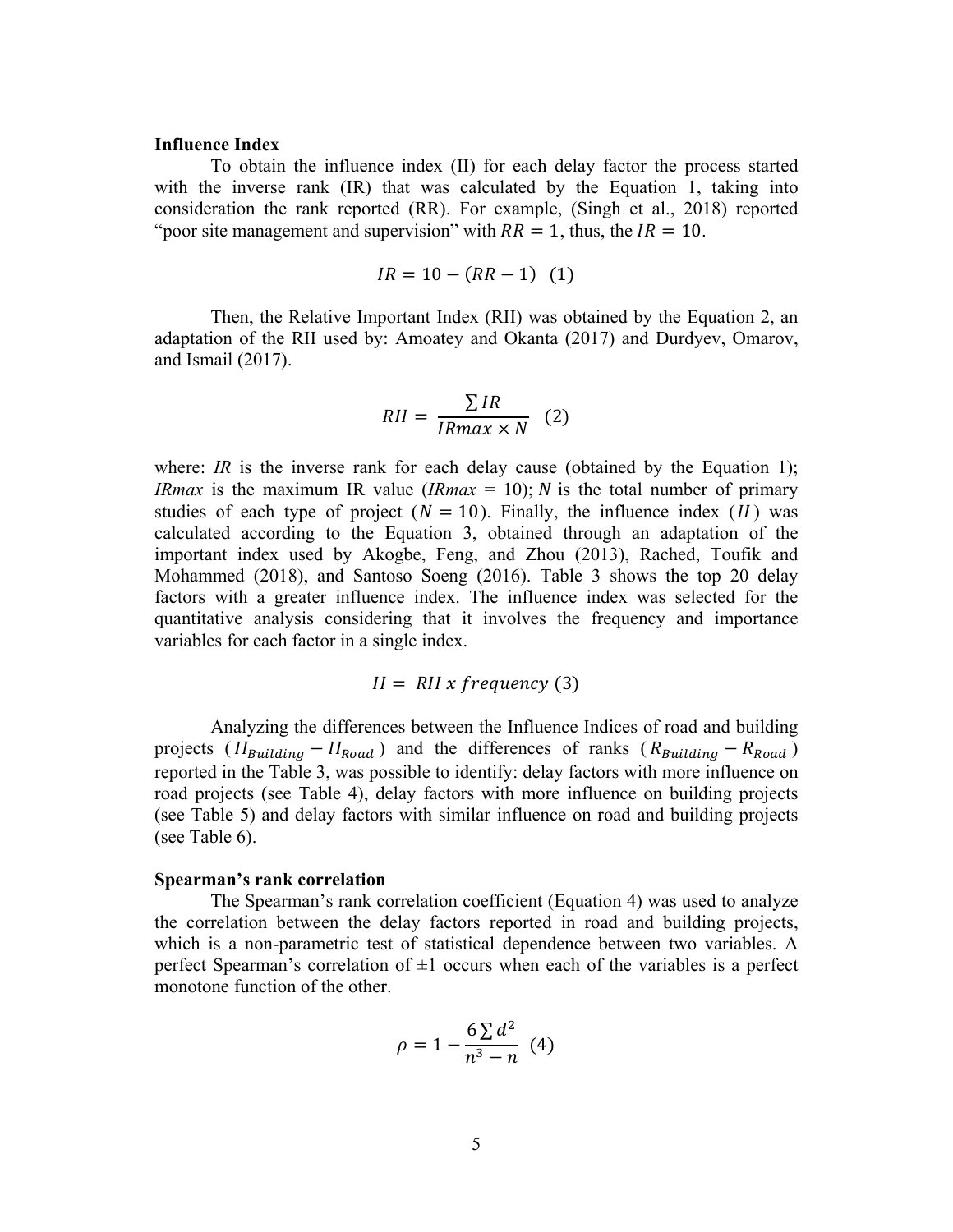**Influence Index**

To obtain the influence index (II) for each delay factor the process started with the inverse rank (IR) that was calculated by the Equation 1, taking into consideration the rank reported (RR). For example, (Singh et al., 2018) reported "poor site management and supervision" with $RR = 1$, thus, the $IR = 10$.

$$IR = 10 - (RR - 1) \quad (1)$$

Then, the Relative Important Index (RII) was obtained by the Equation 2, an adaptation of the RII used by: Amoatey and Okanta (2017) and Durdyev, Omarov, and Ismail (2017).

$$RII = \frac{\sum IR}{IRmax \times N} \quad (2)$$

where: *IR* is the inverse rank for each delay cause (obtained by the Equation 1); *IRmax* is the maximum IR value (*IRmax* = 10); $N$ is the total number of primary studies of each type of project ($N = 10$). Finally, the influence index ($II$) was calculated according to the Equation 3, obtained through an adaptation of the important index used by Akogbe, Feng, and Zhou (2013), Rached, Toufik and Mohammed (2018), and Santoso Soeng (2016). Table 3 shows the top 20 delay factors with a greater influence index. The influence index was selected for the quantitative analysis considering that it involves the frequency and importance variables for each factor in a single index.

$$II = RII \; x \; frequency \; (3)$$

Analyzing the differences between the Influence Indices of road and building projects ($II_{Building} - II_{Road}$) and the differences of ranks ($R_{Building} - R_{Road}$) reported in the Table 3, was possible to identify: delay factors with more influence on road projects (see Table 4), delay factors with more influence on building projects (see Table 5) and delay factors with similar influence on road and building projects (see Table 6).

**Spearman's rank correlation**

The Spearman's rank correlation coefficient (Equation 4) was used to analyze the correlation between the delay factors reported in road and building projects, which is a non-parametric test of statistical dependence between two variables. A perfect Spearman's correlation of ±1 occurs when each of the variables is a perfect monotone function of the other.

$$\rho = 1 - \frac{6 \sum d^2}{n^3 - n} \quad (4)$$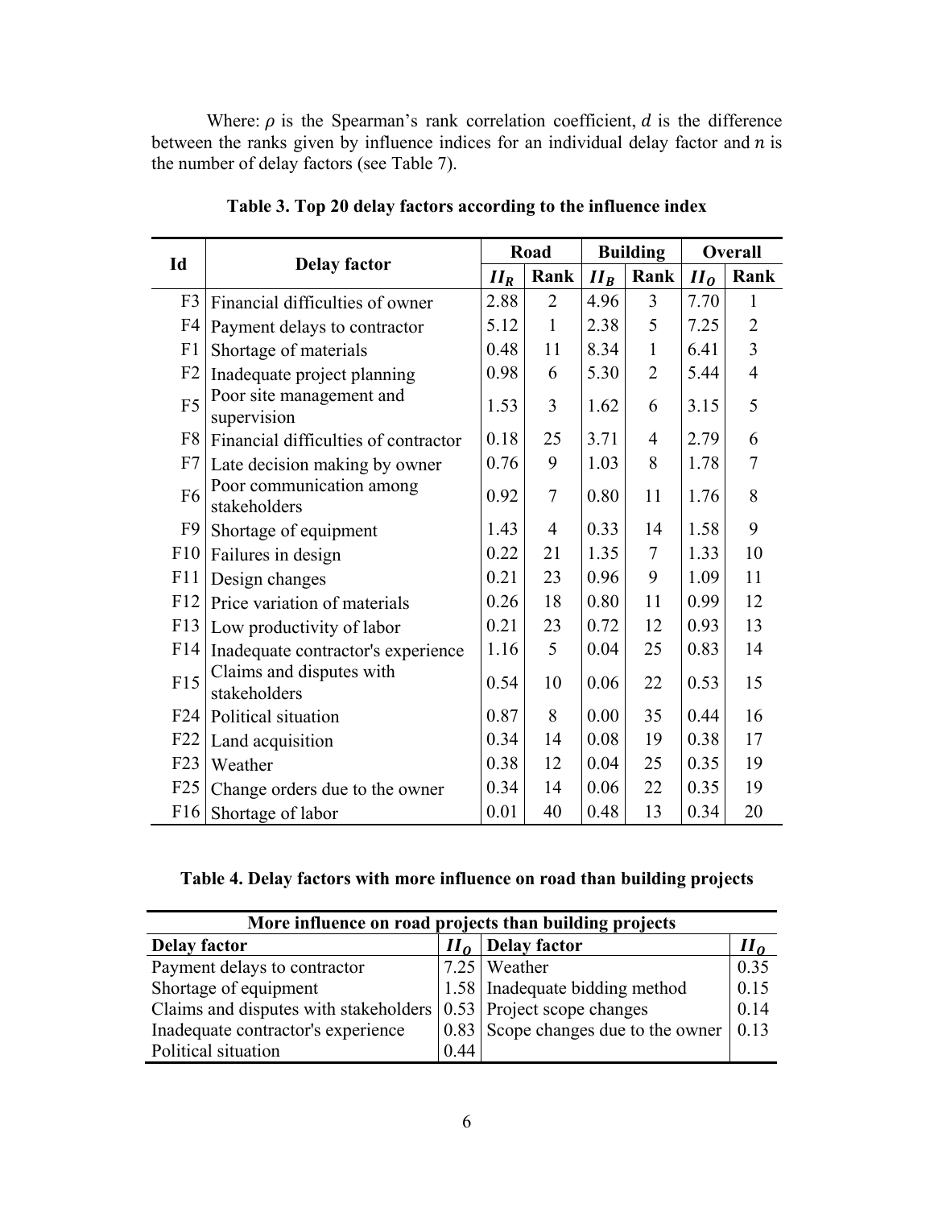Where: $\rho$ is the Spearman's rank correlation coefficient, $d$ is the difference between the ranks given by influence indices for an individual delay factor and $n$ is the number of delay factors (see Table 7).

**Table 3. Top 20 delay factors according to the influence index**

| Id | Delay factor | Road | | Building | | Overall | |
|---|---|---|---|---|---|---|---|
| | | $II_R$ | Rank | $II_B$ | Rank | $II_O$ | Rank |
| F3 | Financial difficulties of owner | 2.88 | 2 | 4.96 | 3 | 7.70 | 1 |
| F4 | Payment delays to contractor | 5.12 | 1 | 2.38 | 5 | 7.25 | 2 |
| F1 | Shortage of materials | 0.48 | 11 | 8.34 | 1 | 6.41 | 3 |
| F2 | Inadequate project planning | 0.98 | 6 | 5.30 | 2 | 5.44 | 4 |
| F5 | Poor site management and supervision | 1.53 | 3 | 1.62 | 6 | 3.15 | 5 |
| F8 | Financial difficulties of contractor | 0.18 | 25 | 3.71 | 4 | 2.79 | 6 |
| F7 | Late decision making by owner | 0.76 | 9 | 1.03 | 8 | 1.78 | 7 |
| F6 | Poor communication among stakeholders | 0.92 | 7 | 0.80 | 11 | 1.76 | 8 |
| F9 | Shortage of equipment | 1.43 | 4 | 0.33 | 14 | 1.58 | 9 |
| F10 | Failures in design | 0.22 | 21 | 1.35 | 7 | 1.33 | 10 |
| F11 | Design changes | 0.21 | 23 | 0.96 | 9 | 1.09 | 11 |
| F12 | Price variation of materials | 0.26 | 18 | 0.80 | 11 | 0.99 | 12 |
| F13 | Low productivity of labor | 0.21 | 23 | 0.72 | 12 | 0.93 | 13 |
| F14 | Inadequate contractor's experience | 1.16 | 5 | 0.04 | 25 | 0.83 | 14 |
| F15 | Claims and disputes with stakeholders | 0.54 | 10 | 0.06 | 22 | 0.53 | 15 |
| F24 | Political situation | 0.87 | 8 | 0.00 | 35 | 0.44 | 16 |
| F22 | Land acquisition | 0.34 | 14 | 0.08 | 19 | 0.38 | 17 |
| F23 | Weather | 0.38 | 12 | 0.04 | 25 | 0.35 | 19 |
| F25 | Change orders due to the owner | 0.34 | 14 | 0.06 | 22 | 0.35 | 19 |
| F16 | Shortage of labor | 0.01 | 40 | 0.48 | 13 | 0.34 | 20 |

**Table 4. Delay factors with more influence on road than building projects**

| More influence on road projects than building projects | | | |
|---|---|---|---|
| **Delay factor** | $II_O$ | **Delay factor** | $II_O$ |
| Payment delays to contractor | 7.25 | Weather | 0.35 |
| Shortage of equipment | 1.58 | Inadequate bidding method | 0.15 |
| Claims and disputes with stakeholders | 0.53 | Project scope changes | 0.14 |
| Inadequate contractor's experience | 0.83 | Scope changes due to the owner | 0.13 |
| Political situation | 0.44 | | |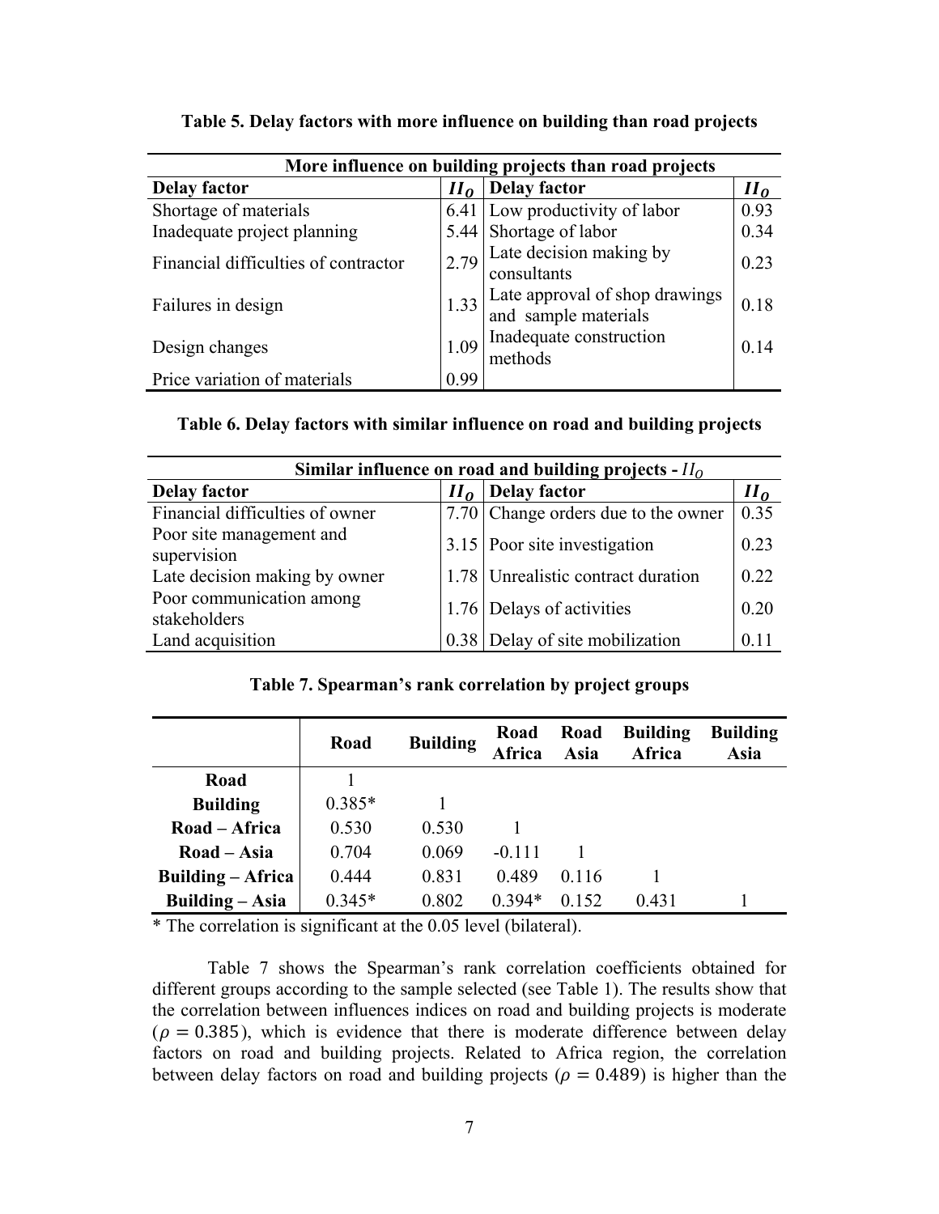**Table 5. Delay factors with more influence on building than road projects**

| More influence on building projects than road projects | | | |
|---|---|---|---|
| **Delay factor** | $II_O$ | **Delay factor** | $II_O$ |
| Shortage of materials | 6.41 | Low productivity of labor | 0.93 |
| Inadequate project planning | 5.44 | Shortage of labor | 0.34 |
| Financial difficulties of contractor | 2.79 | Late decision making by consultants | 0.23 |
| Failures in design | 1.33 | Late approval of shop drawings and sample materials | 0.18 |
| Design changes | 1.09 | Inadequate construction methods | 0.14 |
| Price variation of materials | 0.99 | | |

**Table 6. Delay factors with similar influence on road and building projects**

| Similar influence on road and building projects - $II_O$ | | | |
|---|---|---|---|
| **Delay factor** | $II_O$ | **Delay factor** | $II_O$ |
| Financial difficulties of owner | 7.70 | Change orders due to the owner | 0.35 |
| Poor site management and supervision | 3.15 | Poor site investigation | 0.23 |
| Late decision making by owner | 1.78 | Unrealistic contract duration | 0.22 |
| Poor communication among stakeholders | 1.76 | Delays of activities | 0.20 |
| Land acquisition | 0.38 | Delay of site mobilization | 0.11 |

**Table 7. Spearman's rank correlation by project groups**

| | **Road** | **Building** | **Road Africa** | **Road Asia** | **Building Africa** | **Building Asia** |
|---|---|---|---|---|---|---|
| **Road** | 1 | | | | | |
| **Building** | 0.385* | 1 | | | | |
| **Road – Africa** | 0.530 | 0.530 | 1 | | | |
| **Road – Asia** | 0.704 | 0.069 | -0.111 | 1 | | |
| **Building – Africa** | 0.444 | 0.831 | 0.489 | 0.116 | 1 | |
| **Building – Asia** | 0.345* | 0.802 | 0.394* | 0.152 | 0.431 | 1 |

* The correlation is significant at the 0.05 level (bilateral).

Table 7 shows the Spearman's rank correlation coefficients obtained for different groups according to the sample selected (see Table 1). The results show that the correlation between influences indices on road and building projects is moderate ($\rho = 0.385$), which is evidence that there is moderate difference between delay factors on road and building projects. Related to Africa region, the correlation between delay factors on road and building projects ($\rho = 0.489$) is higher than the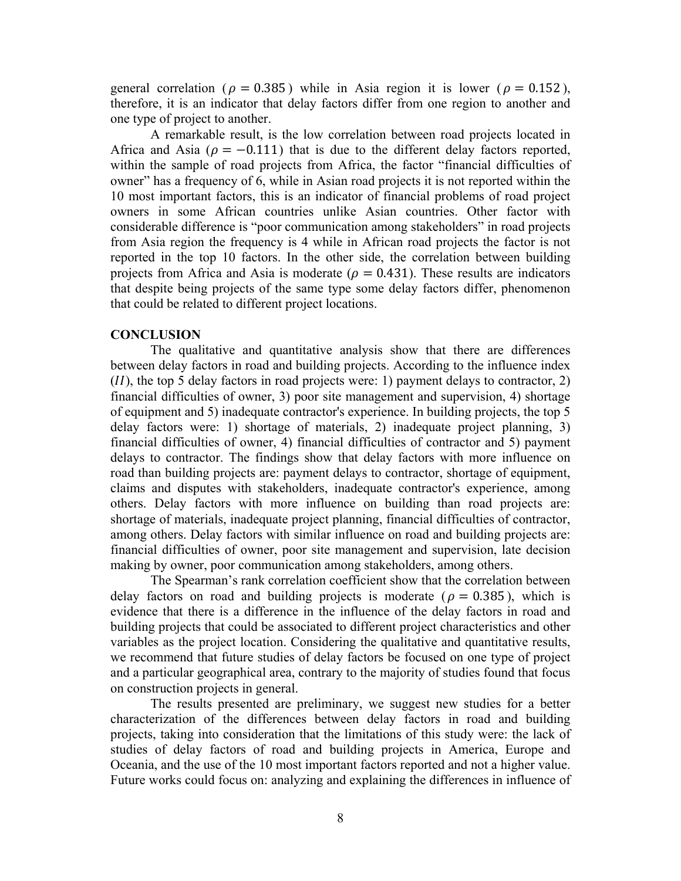general correlation ($\rho = 0.385$) while in Asia region it is lower ($\rho = 0.152$), therefore, it is an indicator that delay factors differ from one region to another and one type of project to another.

A remarkable result, is the low correlation between road projects located in Africa and Asia ($\rho = -0.111$) that is due to the different delay factors reported, within the sample of road projects from Africa, the factor "financial difficulties of owner" has a frequency of 6, while in Asian road projects it is not reported within the 10 most important factors, this is an indicator of financial problems of road project owners in some African countries unlike Asian countries. Other factor with considerable difference is "poor communication among stakeholders" in road projects from Asia region the frequency is 4 while in African road projects the factor is not reported in the top 10 factors. In the other side, the correlation between building projects from Africa and Asia is moderate ($\rho = 0.431$). These results are indicators that despite being projects of the same type some delay factors differ, phenomenon that could be related to different project locations.

## CONCLUSION

The qualitative and quantitative analysis show that there are differences between delay factors in road and building projects. According to the influence index ($II$), the top 5 delay factors in road projects were: 1) payment delays to contractor, 2) financial difficulties of owner, 3) poor site management and supervision, 4) shortage of equipment and 5) inadequate contractor's experience. In building projects, the top 5 delay factors were: 1) shortage of materials, 2) inadequate project planning, 3) financial difficulties of owner, 4) financial difficulties of contractor and 5) payment delays to contractor. The findings show that delay factors with more influence on road than building projects are: payment delays to contractor, shortage of equipment, claims and disputes with stakeholders, inadequate contractor's experience, among others. Delay factors with more influence on building than road projects are: shortage of materials, inadequate project planning, financial difficulties of contractor, among others. Delay factors with similar influence on road and building projects are: financial difficulties of owner, poor site management and supervision, late decision making by owner, poor communication among stakeholders, among others.

The Spearman's rank correlation coefficient show that the correlation between delay factors on road and building projects is moderate ($\rho = 0.385$), which is evidence that there is a difference in the influence of the delay factors in road and building projects that could be associated to different project characteristics and other variables as the project location. Considering the qualitative and quantitative results, we recommend that future studies of delay factors be focused on one type of project and a particular geographical area, contrary to the majority of studies found that focus on construction projects in general.

The results presented are preliminary, we suggest new studies for a better characterization of the differences between delay factors in road and building projects, taking into consideration that the limitations of this study were: the lack of studies of delay factors of road and building projects in America, Europe and Oceania, and the use of the 10 most important factors reported and not a higher value. Future works could focus on: analyzing and explaining the differences in influence of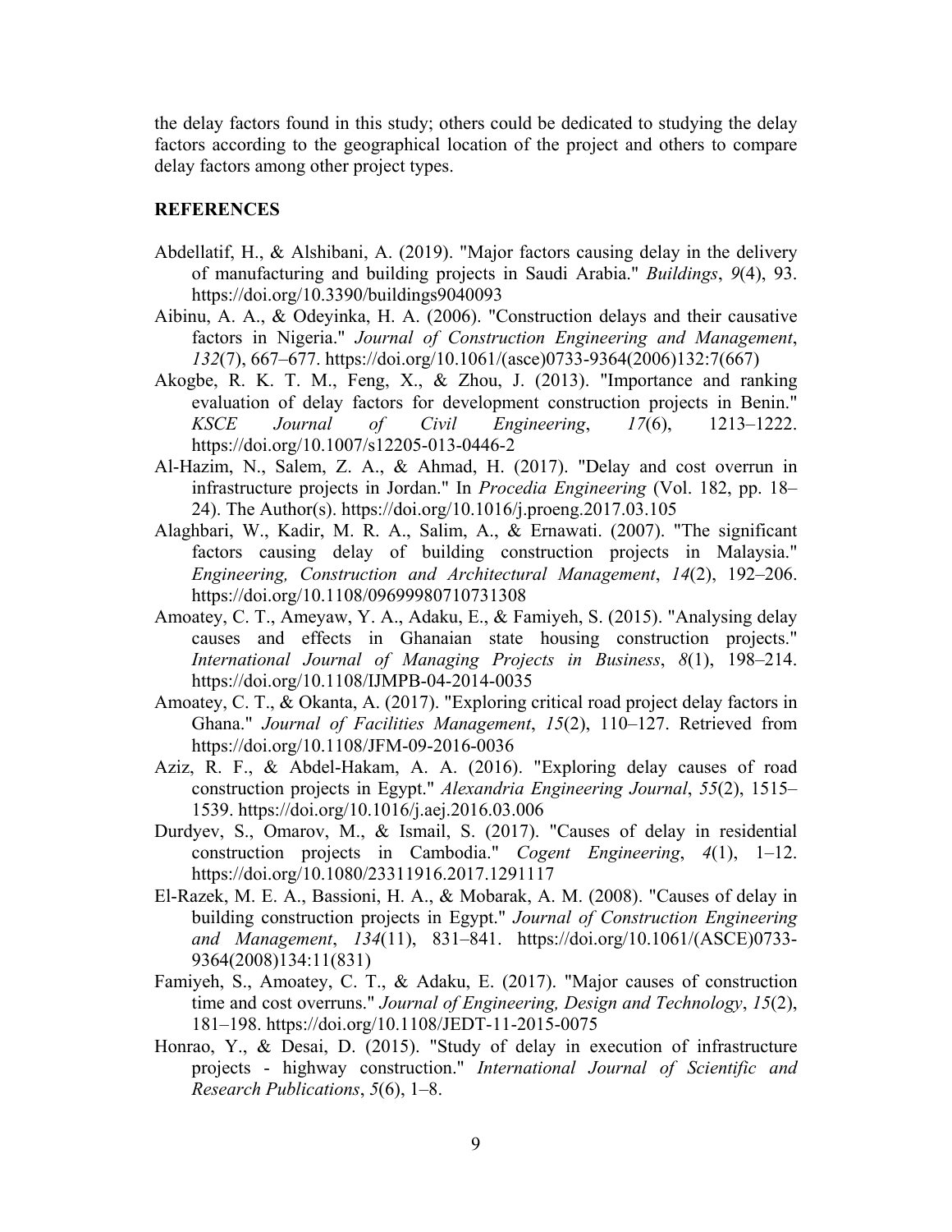the delay factors found in this study; others could be dedicated to studying the delay factors according to the geographical location of the project and others to compare delay factors among other project types.

## REFERENCES

Abdellatif, H., & Alshibani, A. (2019). "Major factors causing delay in the delivery of manufacturing and building projects in Saudi Arabia." *Buildings*, *9*(4), 93. https://doi.org/10.3390/buildings9040093

Aibinu, A. A., & Odeyinka, H. A. (2006). "Construction delays and their causative factors in Nigeria." *Journal of Construction Engineering and Management*, *132*(7), 667–677. https://doi.org/10.1061/(asce)0733-9364(2006)132:7(667)

Akogbe, R. K. T. M., Feng, X., & Zhou, J. (2013). "Importance and ranking evaluation of delay factors for development construction projects in Benin." *KSCE Journal of Civil Engineering*, *17*(6), 1213–1222. https://doi.org/10.1007/s12205-013-0446-2

Al-Hazim, N., Salem, Z. A., & Ahmad, H. (2017). "Delay and cost overrun in infrastructure projects in Jordan." In *Procedia Engineering* (Vol. 182, pp. 18–24). The Author(s). https://doi.org/10.1016/j.proeng.2017.03.105

Alaghbari, W., Kadir, M. R. A., Salim, A., & Ernawati. (2007). "The significant factors causing delay of building construction projects in Malaysia." *Engineering, Construction and Architectural Management*, *14*(2), 192–206. https://doi.org/10.1108/09699980710731308

Amoatey, C. T., Ameyaw, Y. A., Adaku, E., & Famiyeh, S. (2015). "Analysing delay causes and effects in Ghanaian state housing construction projects." *International Journal of Managing Projects in Business*, *8*(1), 198–214. https://doi.org/10.1108/IJMPB-04-2014-0035

Amoatey, C. T., & Okanta, A. (2017). "Exploring critical road project delay factors in Ghana." *Journal of Facilities Management*, *15*(2), 110–127. Retrieved from https://doi.org/10.1108/JFM-09-2016-0036

Aziz, R. F., & Abdel-Hakam, A. A. (2016). "Exploring delay causes of road construction projects in Egypt." *Alexandria Engineering Journal*, *55*(2), 1515–1539. https://doi.org/10.1016/j.aej.2016.03.006

Durdyev, S., Omarov, M., & Ismail, S. (2017). "Causes of delay in residential construction projects in Cambodia." *Cogent Engineering*, *4*(1), 1–12. https://doi.org/10.1080/23311916.2017.1291117

El-Razek, M. E. A., Bassioni, H. A., & Mobarak, A. M. (2008). "Causes of delay in building construction projects in Egypt." *Journal of Construction Engineering and Management*, *134*(11), 831–841. https://doi.org/10.1061/(ASCE)0733-9364(2008)134:11(831)

Famiyeh, S., Amoatey, C. T., & Adaku, E. (2017). "Major causes of construction time and cost overruns." *Journal of Engineering, Design and Technology*, *15*(2), 181–198. https://doi.org/10.1108/JEDT-11-2015-0075

Honrao, Y., & Desai, D. (2015). "Study of delay in execution of infrastructure projects - highway construction." *International Journal of Scientific and Research Publications*, *5*(6), 1–8.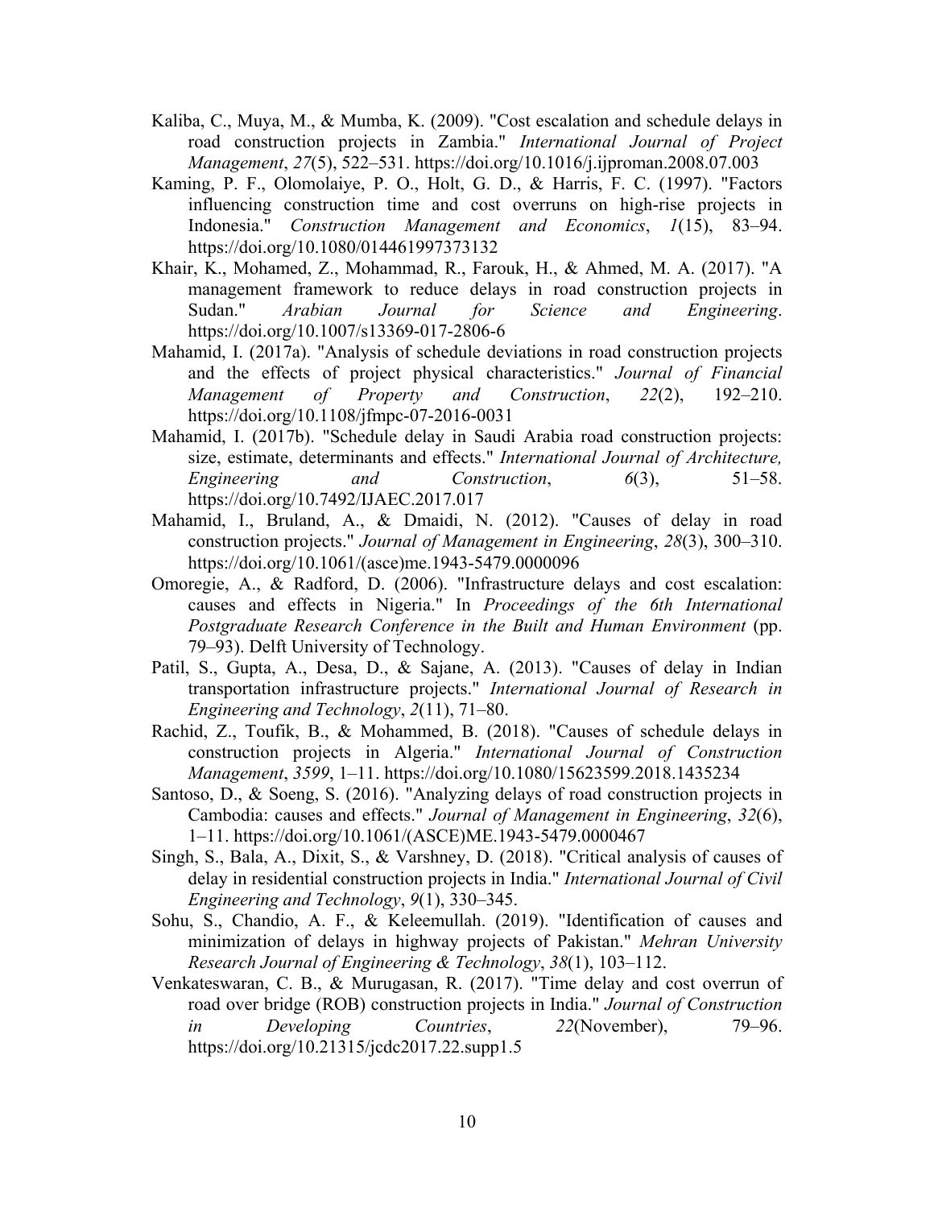Kaliba, C., Muya, M., & Mumba, K. (2009). "Cost escalation and schedule delays in road construction projects in Zambia." *International Journal of Project Management*, *27*(5), 522–531. https://doi.org/10.1016/j.ijproman.2008.07.003

Kaming, P. F., Olomolaiye, P. O., Holt, G. D., & Harris, F. C. (1997). "Factors influencing construction time and cost overruns on high-rise projects in Indonesia." *Construction Management and Economics*, *1*(15), 83–94. https://doi.org/10.1080/014461997373132

Khair, K., Mohamed, Z., Mohammad, R., Farouk, H., & Ahmed, M. A. (2017). "A management framework to reduce delays in road construction projects in Sudan." *Arabian Journal for Science and Engineering*. https://doi.org/10.1007/s13369-017-2806-6

Mahamid, I. (2017a). "Analysis of schedule deviations in road construction projects and the effects of project physical characteristics." *Journal of Financial Management of Property and Construction*, *22*(2), 192–210. https://doi.org/10.1108/jfmpc-07-2016-0031

Mahamid, I. (2017b). "Schedule delay in Saudi Arabia road construction projects: size, estimate, determinants and effects." *International Journal of Architecture, Engineering and Construction*, *6*(3), 51–58. https://doi.org/10.7492/IJAEC.2017.017

Mahamid, I., Bruland, A., & Dmaidi, N. (2012). "Causes of delay in road construction projects." *Journal of Management in Engineering*, *28*(3), 300–310. https://doi.org/10.1061/(asce)me.1943-5479.0000096

Omoregie, A., & Radford, D. (2006). "Infrastructure delays and cost escalation: causes and effects in Nigeria." In *Proceedings of the 6th International Postgraduate Research Conference in the Built and Human Environment* (pp. 79–93). Delft University of Technology.

Patil, S., Gupta, A., Desa, D., & Sajane, A. (2013). "Causes of delay in Indian transportation infrastructure projects." *International Journal of Research in Engineering and Technology*, *2*(11), 71–80.

Rachid, Z., Toufik, B., & Mohammed, B. (2018). "Causes of schedule delays in construction projects in Algeria." *International Journal of Construction Management*, *3599*, 1–11. https://doi.org/10.1080/15623599.2018.1435234

Santoso, D., & Soeng, S. (2016). "Analyzing delays of road construction projects in Cambodia: causes and effects." *Journal of Management in Engineering*, *32*(6), 1–11. https://doi.org/10.1061/(ASCE)ME.1943-5479.0000467

Singh, S., Bala, A., Dixit, S., & Varshney, D. (2018). "Critical analysis of causes of delay in residential construction projects in India." *International Journal of Civil Engineering and Technology*, *9*(1), 330–345.

Sohu, S., Chandio, A. F., & Keleemullah. (2019). "Identification of causes and minimization of delays in highway projects of Pakistan." *Mehran University Research Journal of Engineering & Technology*, *38*(1), 103–112.

Venkateswaran, C. B., & Murugasan, R. (2017). "Time delay and cost overrun of road over bridge (ROB) construction projects in India." *Journal of Construction in Developing Countries*, *22*(November), 79–96. https://doi.org/10.21315/jcdc2017.22.supp1.5